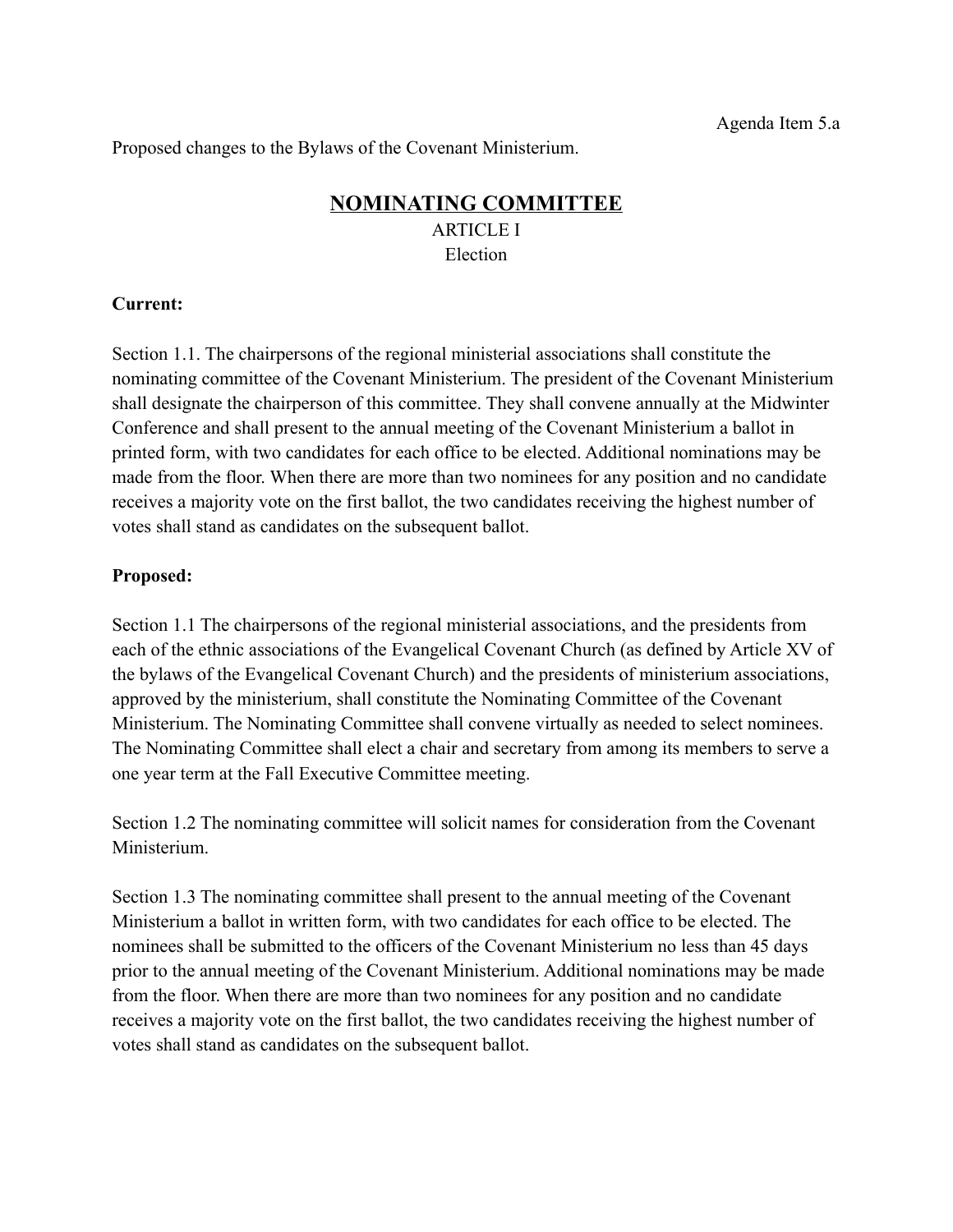Agenda Item 5.a

Proposed changes to the Bylaws of the Covenant Ministerium.

# NOMINATING COMMITTEE

## ARTICLE I
## Election

**Current:**

Section 1.1. The chairpersons of the regional ministerial associations shall constitute the nominating committee of the Covenant Ministerium. The president of the Covenant Ministerium shall designate the chairperson of this committee. They shall convene annually at the Midwinter Conference and shall present to the annual meeting of the Covenant Ministerium a ballot in printed form, with two candidates for each office to be elected. Additional nominations may be made from the floor. When there are more than two nominees for any position and no candidate receives a majority vote on the first ballot, the two candidates receiving the highest number of votes shall stand as candidates on the subsequent ballot.

**Proposed:**

Section 1.1 The chairpersons of the regional ministerial associations, and the presidents from each of the ethnic associations of the Evangelical Covenant Church (as defined by Article XV of the bylaws of the Evangelical Covenant Church) and the presidents of ministerium associations, approved by the ministerium, shall constitute the Nominating Committee of the Covenant Ministerium. The Nominating Committee shall convene virtually as needed to select nominees. The Nominating Committee shall elect a chair and secretary from among its members to serve a one year term at the Fall Executive Committee meeting.

Section 1.2 The nominating committee will solicit names for consideration from the Covenant Ministerium.

Section 1.3 The nominating committee shall present to the annual meeting of the Covenant Ministerium a ballot in written form, with two candidates for each office to be elected. The nominees shall be submitted to the officers of the Covenant Ministerium no less than 45 days prior to the annual meeting of the Covenant Ministerium. Additional nominations may be made from the floor. When there are more than two nominees for any position and no candidate receives a majority vote on the first ballot, the two candidates receiving the highest number of votes shall stand as candidates on the subsequent ballot.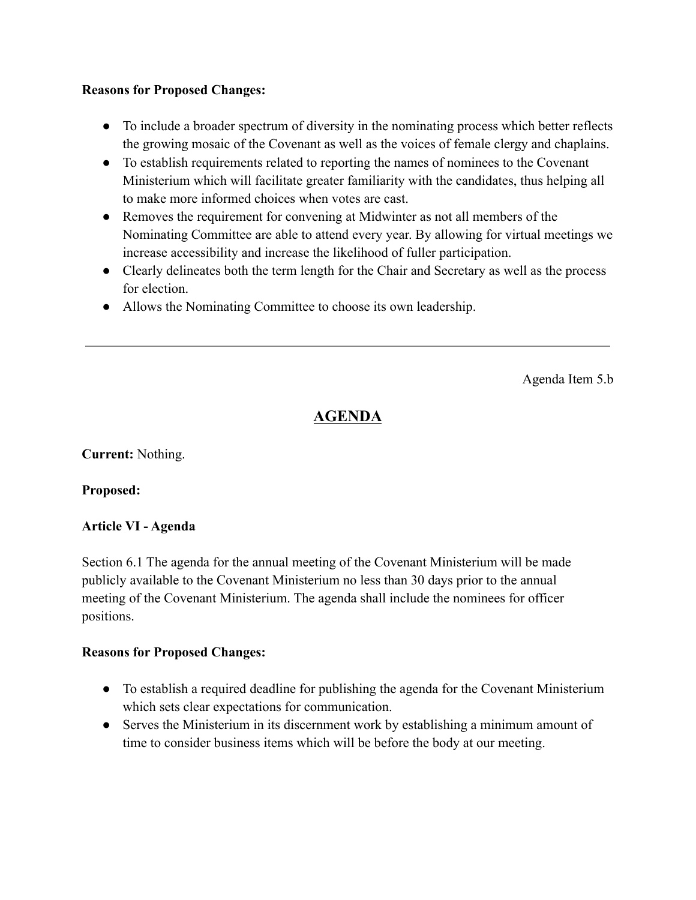**Reasons for Proposed Changes:**

- To include a broader spectrum of diversity in the nominating process which better reflects the growing mosaic of the Covenant as well as the voices of female clergy and chaplains.
- To establish requirements related to reporting the names of nominees to the Covenant Ministerium which will facilitate greater familiarity with the candidates, thus helping all to make more informed choices when votes are cast.
- Removes the requirement for convening at Midwinter as not all members of the Nominating Committee are able to attend every year. By allowing for virtual meetings we increase accessibility and increase the likelihood of fuller participation.
- Clearly delineates both the term length for the Chair and Secretary as well as the process for election.
- Allows the Nominating Committee to choose its own leadership.

---

Agenda Item 5.b

## AGENDA

**Current:** Nothing.

**Proposed:**

**Article VI - Agenda**

Section 6.1 The agenda for the annual meeting of the Covenant Ministerium will be made publicly available to the Covenant Ministerium no less than 30 days prior to the annual meeting of the Covenant Ministerium. The agenda shall include the nominees for officer positions.

**Reasons for Proposed Changes:**

- To establish a required deadline for publishing the agenda for the Covenant Ministerium which sets clear expectations for communication.
- Serves the Ministerium in its discernment work by establishing a minimum amount of time to consider business items which will be before the body at our meeting.